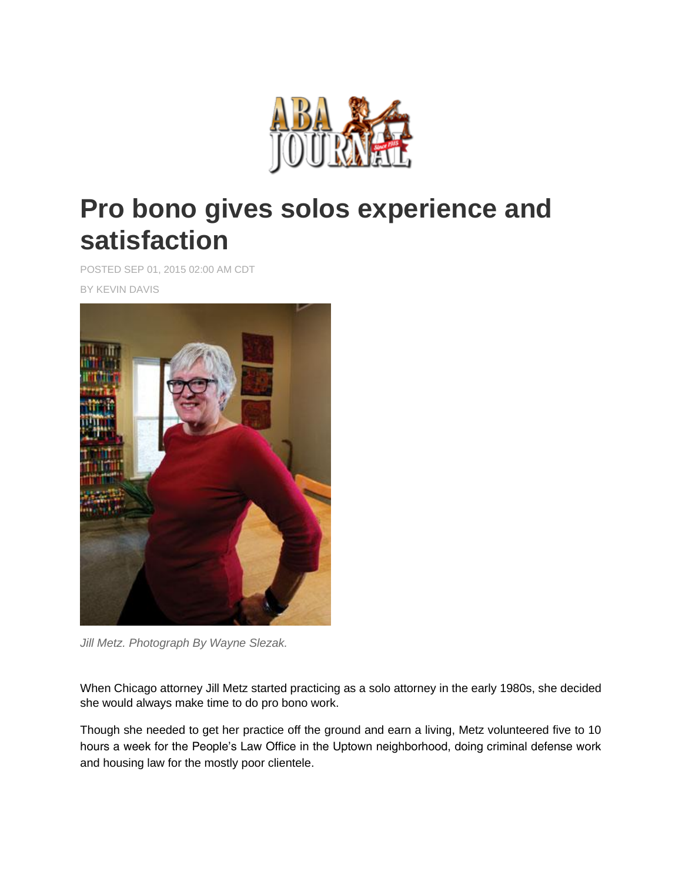# Pro bono gives solos experience and satisfaction

POSTED SEP 01, 2015 02:00 AM CDT

BY KEVIN DAVIS

*Jill Metz. Photograph By Wayne Slezak.*

When Chicago attorney Jill Metz started practicing as a solo attorney in the early 1980s, she decided she would always make time to do pro bono work.

Though she needed to get her practice off the ground and earn a living, Metz volunteered five to 10 hours a week for the People's Law Office in the Uptown neighborhood, doing criminal defense work and housing law for the mostly poor clientele.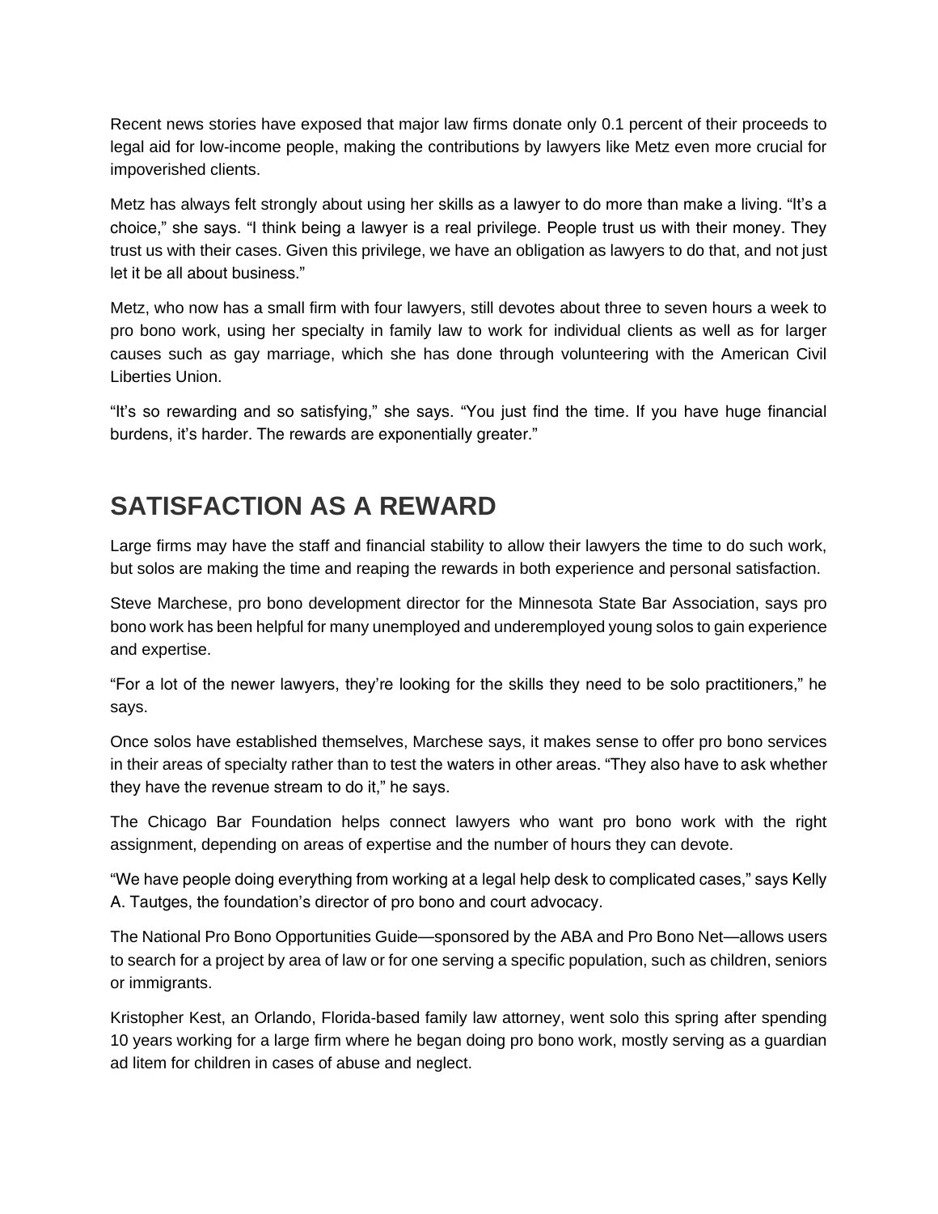Recent news stories have exposed that major law firms donate only 0.1 percent of their proceeds to legal aid for low-income people, making the contributions by lawyers like Metz even more crucial for impoverished clients.

Metz has always felt strongly about using her skills as a lawyer to do more than make a living. "It's a choice," she says. "I think being a lawyer is a real privilege. People trust us with their money. They trust us with their cases. Given this privilege, we have an obligation as lawyers to do that, and not just let it be all about business."

Metz, who now has a small firm with four lawyers, still devotes about three to seven hours a week to pro bono work, using her specialty in family law to work for individual clients as well as for larger causes such as gay marriage, which she has done through volunteering with the American Civil Liberties Union.

"It's so rewarding and so satisfying," she says. "You just find the time. If you have huge financial burdens, it's harder. The rewards are exponentially greater."

## SATISFACTION AS A REWARD

Large firms may have the staff and financial stability to allow their lawyers the time to do such work, but solos are making the time and reaping the rewards in both experience and personal satisfaction.

Steve Marchese, pro bono development director for the Minnesota State Bar Association, says pro bono work has been helpful for many unemployed and underemployed young solos to gain experience and expertise.

"For a lot of the newer lawyers, they're looking for the skills they need to be solo practitioners," he says.

Once solos have established themselves, Marchese says, it makes sense to offer pro bono services in their areas of specialty rather than to test the waters in other areas. "They also have to ask whether they have the revenue stream to do it," he says.

The Chicago Bar Foundation helps connect lawyers who want pro bono work with the right assignment, depending on areas of expertise and the number of hours they can devote.

"We have people doing everything from working at a legal help desk to complicated cases," says Kelly A. Tautges, the foundation's director of pro bono and court advocacy.

The National Pro Bono Opportunities Guide—sponsored by the ABA and Pro Bono Net—allows users to search for a project by area of law or for one serving a specific population, such as children, seniors or immigrants.

Kristopher Kest, an Orlando, Florida-based family law attorney, went solo this spring after spending 10 years working for a large firm where he began doing pro bono work, mostly serving as a guardian ad litem for children in cases of abuse and neglect.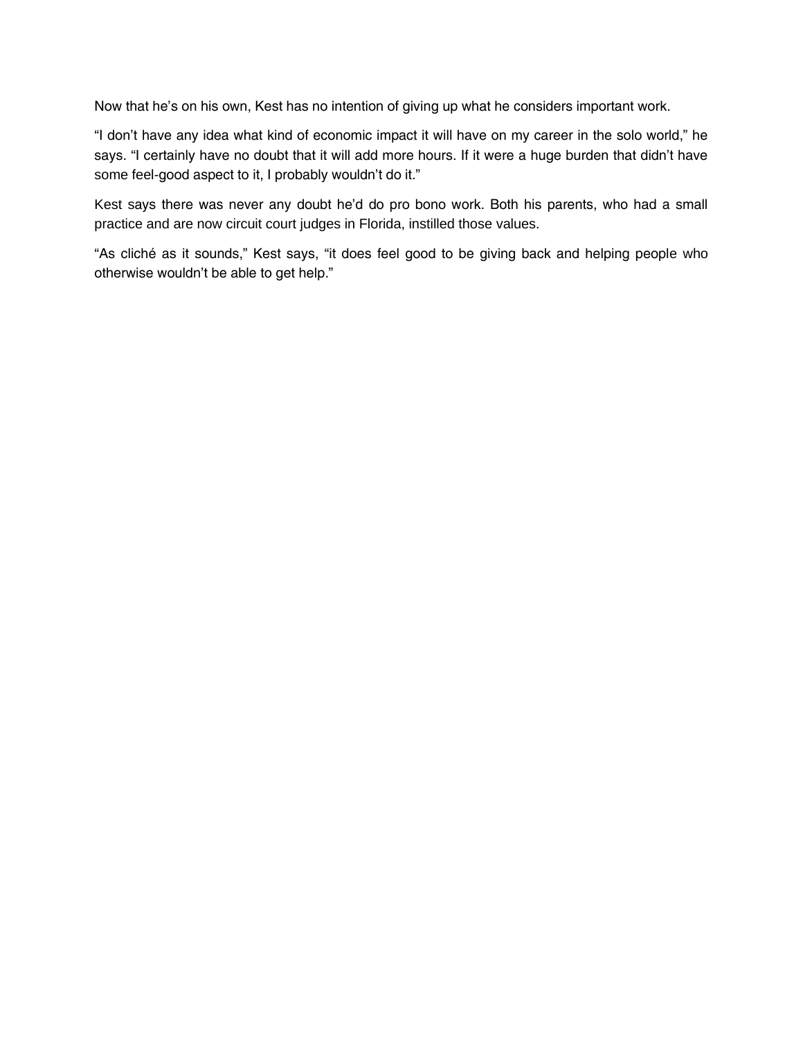Now that he's on his own, Kest has no intention of giving up what he considers important work.

"I don't have any idea what kind of economic impact it will have on my career in the solo world," he says. "I certainly have no doubt that it will add more hours. If it were a huge burden that didn't have some feel-good aspect to it, I probably wouldn't do it."

Kest says there was never any doubt he'd do pro bono work. Both his parents, who had a small practice and are now circuit court judges in Florida, instilled those values.

"As cliché as it sounds," Kest says, "it does feel good to be giving back and helping people who otherwise wouldn't be able to get help."